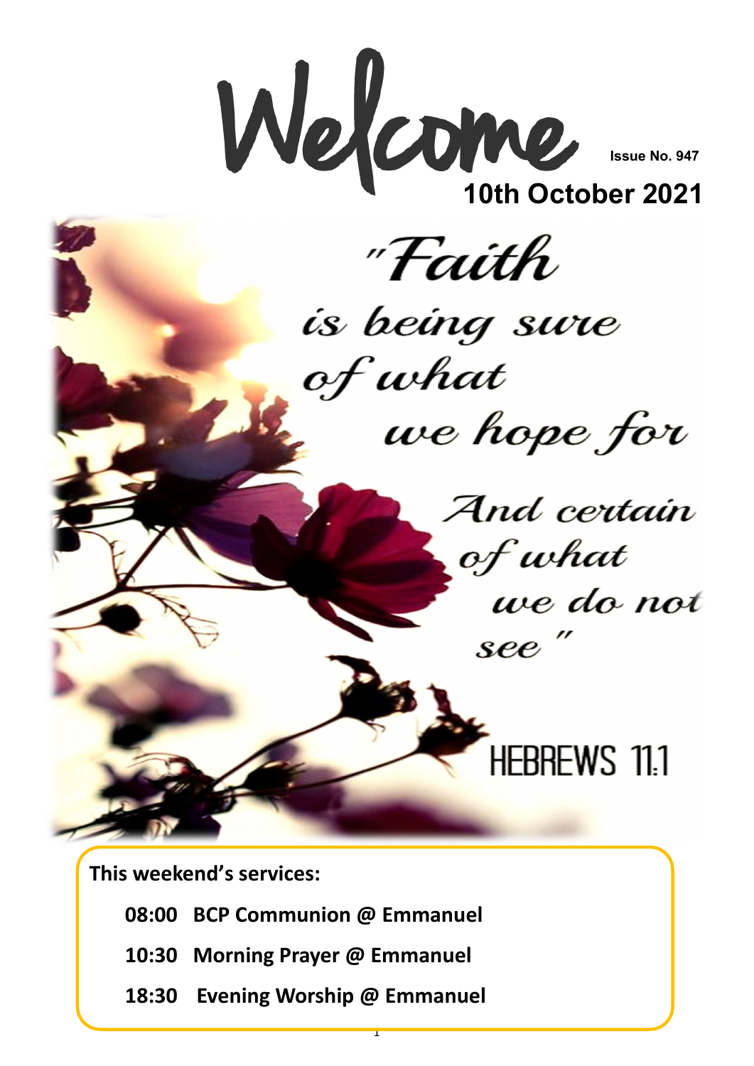# Welcome

**Issue No. 947**

## 10th October 2021

*"Faith is being sure of what we hope for And certain of what we do not see"*

HEBREWS 11:1

**This weekend's services:**

**08:00 BCP Communion @ Emmanuel**

**10:30 Morning Prayer @ Emmanuel**

**18:30 Evening Worship @ Emmanuel**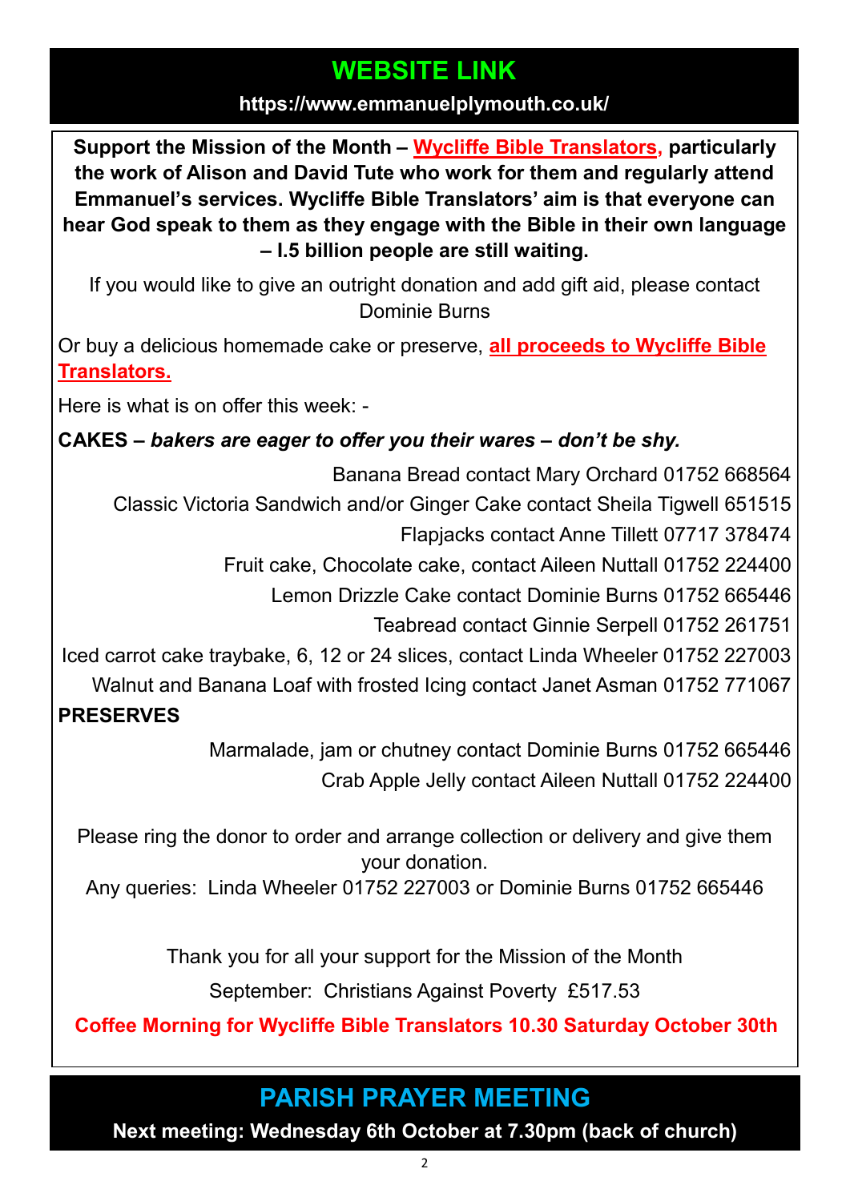## WEBSITE LINK

**https://www.emmanuelplymouth.co.uk/**

**Support the Mission of the Month – Wycliffe Bible Translators, particularly the work of Alison and David Tute who work for them and regularly attend Emmanuel's services. Wycliffe Bible Translators' aim is that everyone can hear God speak to them as they engage with the Bible in their own language – I.5 billion people are still waiting.**

If you would like to give an outright donation and add gift aid, please contact Dominie Burns

Or buy a delicious homemade cake or preserve, **all proceeds to Wycliffe Bible Translators.**

Here is what is on offer this week: -

**CAKES –** ***bakers are eager to offer you their wares – don't be shy.***

Banana Bread contact Mary Orchard 01752 668564

Classic Victoria Sandwich and/or Ginger Cake contact Sheila Tigwell 651515

Flapjacks contact Anne Tillett 07717 378474

Fruit cake, Chocolate cake, contact Aileen Nuttall 01752 224400

Lemon Drizzle Cake contact Dominie Burns 01752 665446

Teabread contact Ginnie Serpell 01752 261751

Iced carrot cake traybake, 6, 12 or 24 slices, contact Linda Wheeler 01752 227003

Walnut and Banana Loaf with frosted Icing contact Janet Asman 01752 771067

**PRESERVES**

Marmalade, jam or chutney contact Dominie Burns 01752 665446

Crab Apple Jelly contact Aileen Nuttall 01752 224400

Please ring the donor to order and arrange collection or delivery and give them your donation.
Any queries: Linda Wheeler 01752 227003 or Dominie Burns 01752 665446

Thank you for all your support for the Mission of the Month

September: Christians Against Poverty £517.53

**Coffee Morning for Wycliffe Bible Translators 10.30 Saturday October 30th**

## PARISH PRAYER MEETING

**Next meeting: Wednesday 6th October at 7.30pm (back of church)**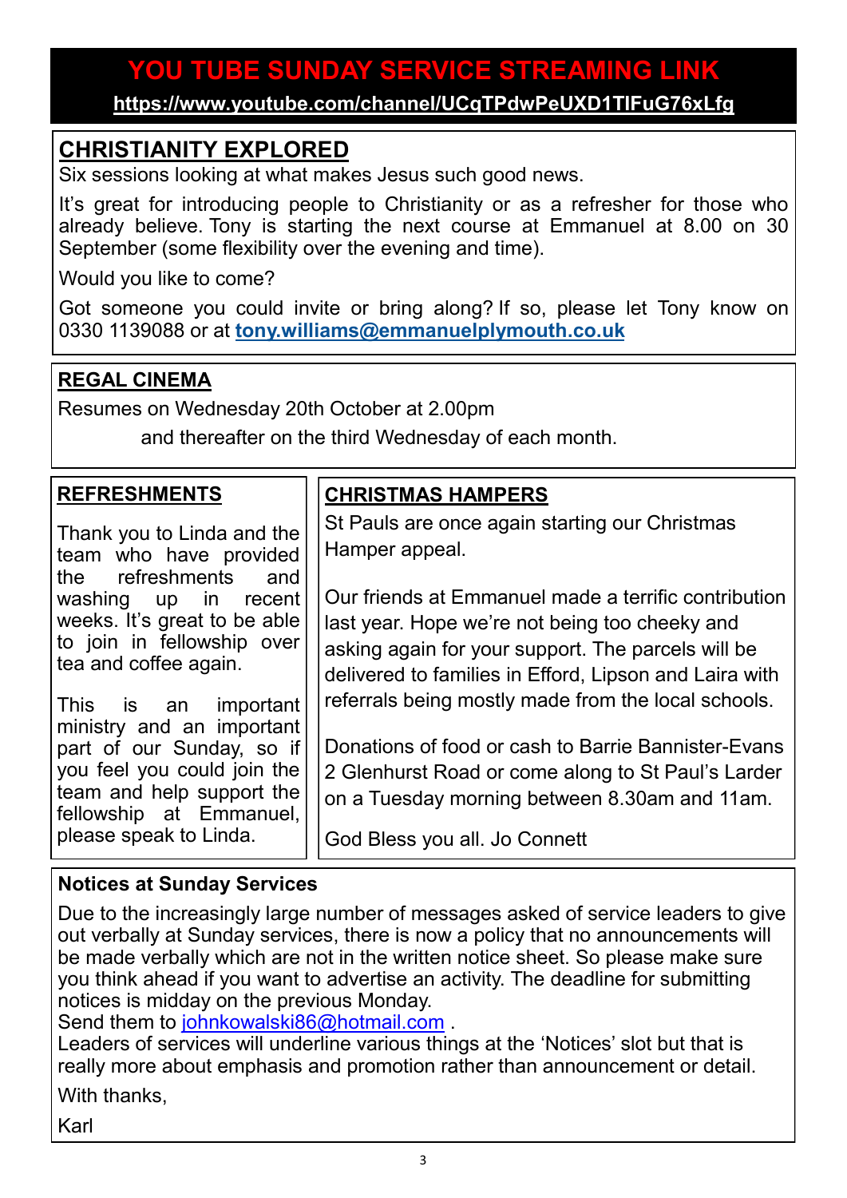## YOU TUBE SUNDAY SERVICE STREAMING LINK

**https://www.youtube.com/channel/UCqTPdwPeUXD1TlFuG76xLfg**

## CHRISTIANITY EXPLORED

Six sessions looking at what makes Jesus such good news.

It's great for introducing people to Christianity or as a refresher for those who already believe. Tony is starting the next course at Emmanuel at 8.00 on 30 September (some flexibility over the evening and time).

Would you like to come?

Got someone you could invite or bring along? If so, please let Tony know on 0330 1139088 or at **tony.williams@emmanuelplymouth.co.uk**

## REGAL CINEMA

Resumes on Wednesday 20th October at 2.00pm

and thereafter on the third Wednesday of each month.

## REFRESHMENTS

Thank you to Linda and the team who have provided the refreshments and washing up in recent weeks. It's great to be able to join in fellowship over tea and coffee again.

This is an important ministry and an important part of our Sunday, so if you feel you could join the team and help support the fellowship at Emmanuel, please speak to Linda.

## CHRISTMAS HAMPERS

St Pauls are once again starting our Christmas Hamper appeal.

Our friends at Emmanuel made a terrific contribution last year. Hope we're not being too cheeky and asking again for your support. The parcels will be delivered to families in Efford, Lipson and Laira with referrals being mostly made from the local schools.

Donations of food or cash to Barrie Bannister-Evans 2 Glenhurst Road or come along to St Paul's Larder on a Tuesday morning between 8.30am and 11am.

God Bless you all. Jo Connett

## Notices at Sunday Services

Due to the increasingly large number of messages asked of service leaders to give out verbally at Sunday services, there is now a policy that no announcements will be made verbally which are not in the written notice sheet. So please make sure you think ahead if you want to advertise an activity. The deadline for submitting notices is midday on the previous Monday.

Send them to johnkowalski86@hotmail.com .

Leaders of services will underline various things at the 'Notices' slot but that is really more about emphasis and promotion rather than announcement or detail.

With thanks,

Karl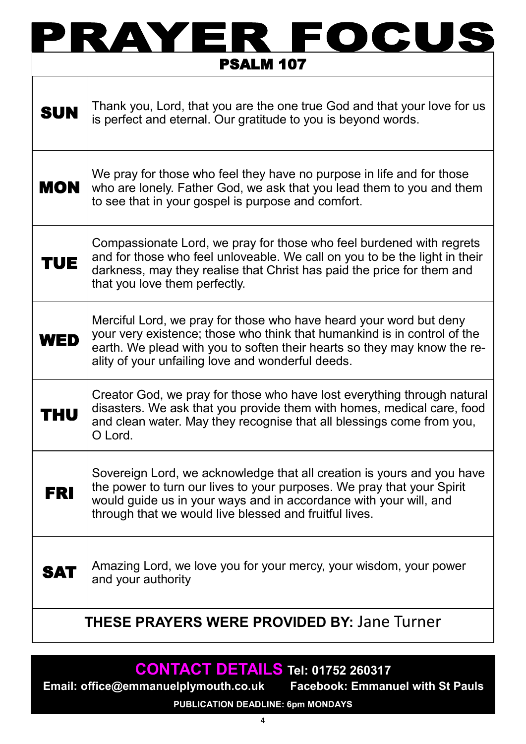# PRAYER FOCUS

## PSALM 107

| | |
|---|---|
| **SUN** | Thank you, Lord, that you are the one true God and that your love for us is perfect and eternal. Our gratitude to you is beyond words. |
| **MON** | We pray for those who feel they have no purpose in life and for those who are lonely. Father God, we ask that you lead them to you and them to see that in your gospel is purpose and comfort. |
| **TUE** | Compassionate Lord, we pray for those who feel burdened with regrets and for those who feel unloveable. We call on you to be the light in their darkness, may they realise that Christ has paid the price for them and that you love them perfectly. |
| **WED** | Merciful Lord, we pray for those who have heard your word but deny your very existence; those who think that humankind is in control of the earth. We plead with you to soften their hearts so they may know the reality of your unfailing love and wonderful deeds. |
| **THU** | Creator God, we pray for those who have lost everything through natural disasters. We ask that you provide them with homes, medical care, food and clean water. May they recognise that all blessings come from you, O Lord. |
| **FRI** | Sovereign Lord, we acknowledge that all creation is yours and you have the power to turn our lives to your purposes. We pray that your Spirit would guide us in your ways and in accordance with your will, and through that we would live blessed and fruitful lives. |
| **SAT** | Amazing Lord, we love you for your mercy, your wisdom, your power and your authority |

**THESE PRAYERS WERE PROVIDED BY:** Jane Turner

**CONTACT DETAILS Tel: 01752 260317**

**Email: office@emmanuelplymouth.co.uk Facebook: Emmanuel with St Pauls**

**PUBLICATION DEADLINE: 6pm MONDAYS**